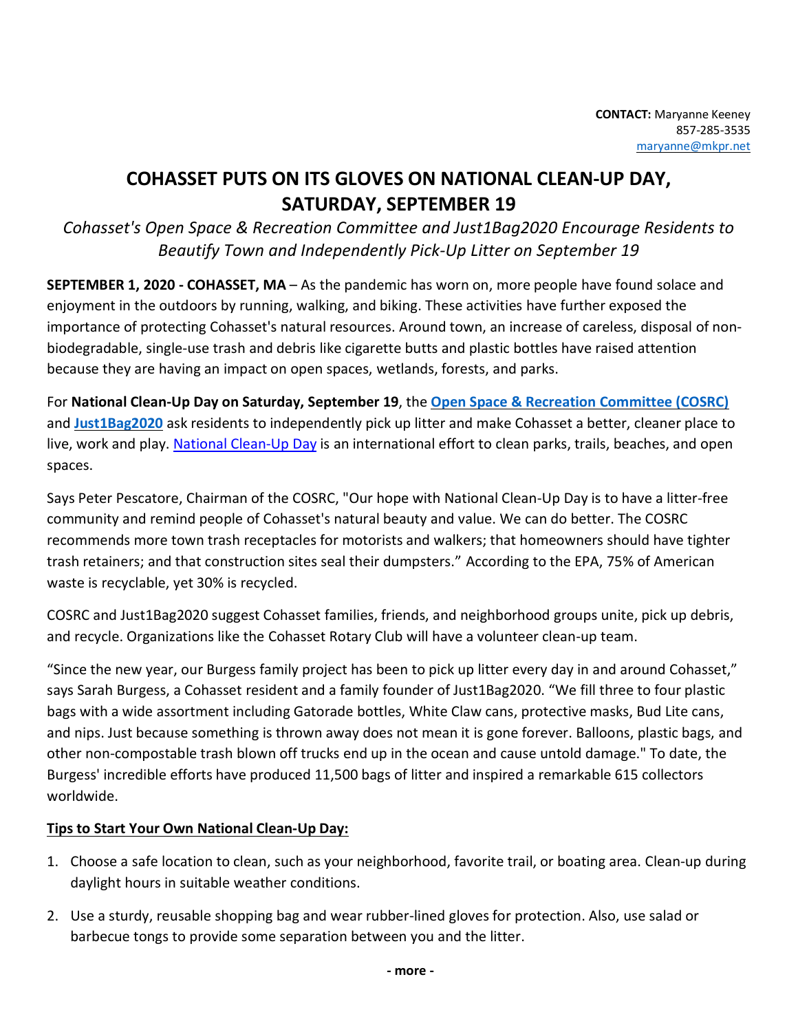**CONTACT:** Maryanne Keeney
857-285-3535
maryanne@mkpr.net

# COHASSET PUTS ON ITS GLOVES ON NATIONAL CLEAN-UP DAY, SATURDAY, SEPTEMBER 19

*Cohasset's Open Space & Recreation Committee and Just1Bag2020 Encourage Residents to Beautify Town and Independently Pick-Up Litter on September 19*

**SEPTEMBER 1, 2020 - COHASSET, MA** – As the pandemic has worn on, more people have found solace and enjoyment in the outdoors by running, walking, and biking. These activities have further exposed the importance of protecting Cohasset's natural resources. Around town, an increase of careless, disposal of non-biodegradable, single-use trash and debris like cigarette butts and plastic bottles have raised attention because they are having an impact on open spaces, wetlands, forests, and parks.

For **National Clean-Up Day on Saturday, September 19**, the **Open Space & Recreation Committee (COSRC)** and **Just1Bag2020** ask residents to independently pick up litter and make Cohasset a better, cleaner place to live, work and play. National Clean-Up Day is an international effort to clean parks, trails, beaches, and open spaces.

Says Peter Pescatore, Chairman of the COSRC, "Our hope with National Clean-Up Day is to have a litter-free community and remind people of Cohasset's natural beauty and value. We can do better. The COSRC recommends more town trash receptacles for motorists and walkers; that homeowners should have tighter trash retainers; and that construction sites seal their dumpsters." According to the EPA, 75% of American waste is recyclable, yet 30% is recycled.

COSRC and Just1Bag2020 suggest Cohasset families, friends, and neighborhood groups unite, pick up debris, and recycle. Organizations like the Cohasset Rotary Club will have a volunteer clean-up team.

"Since the new year, our Burgess family project has been to pick up litter every day in and around Cohasset," says Sarah Burgess, a Cohasset resident and a family founder of Just1Bag2020. "We fill three to four plastic bags with a wide assortment including Gatorade bottles, White Claw cans, protective masks, Bud Lite cans, and nips. Just because something is thrown away does not mean it is gone forever. Balloons, plastic bags, and other non-compostable trash blown off trucks end up in the ocean and cause untold damage." To date, the Burgess' incredible efforts have produced 11,500 bags of litter and inspired a remarkable 615 collectors worldwide.

**Tips to Start Your Own National Clean-Up Day:**

1. Choose a safe location to clean, such as your neighborhood, favorite trail, or boating area. Clean-up during daylight hours in suitable weather conditions.
2. Use a sturdy, reusable shopping bag and wear rubber-lined gloves for protection. Also, use salad or barbecue tongs to provide some separation between you and the litter.

**- more -**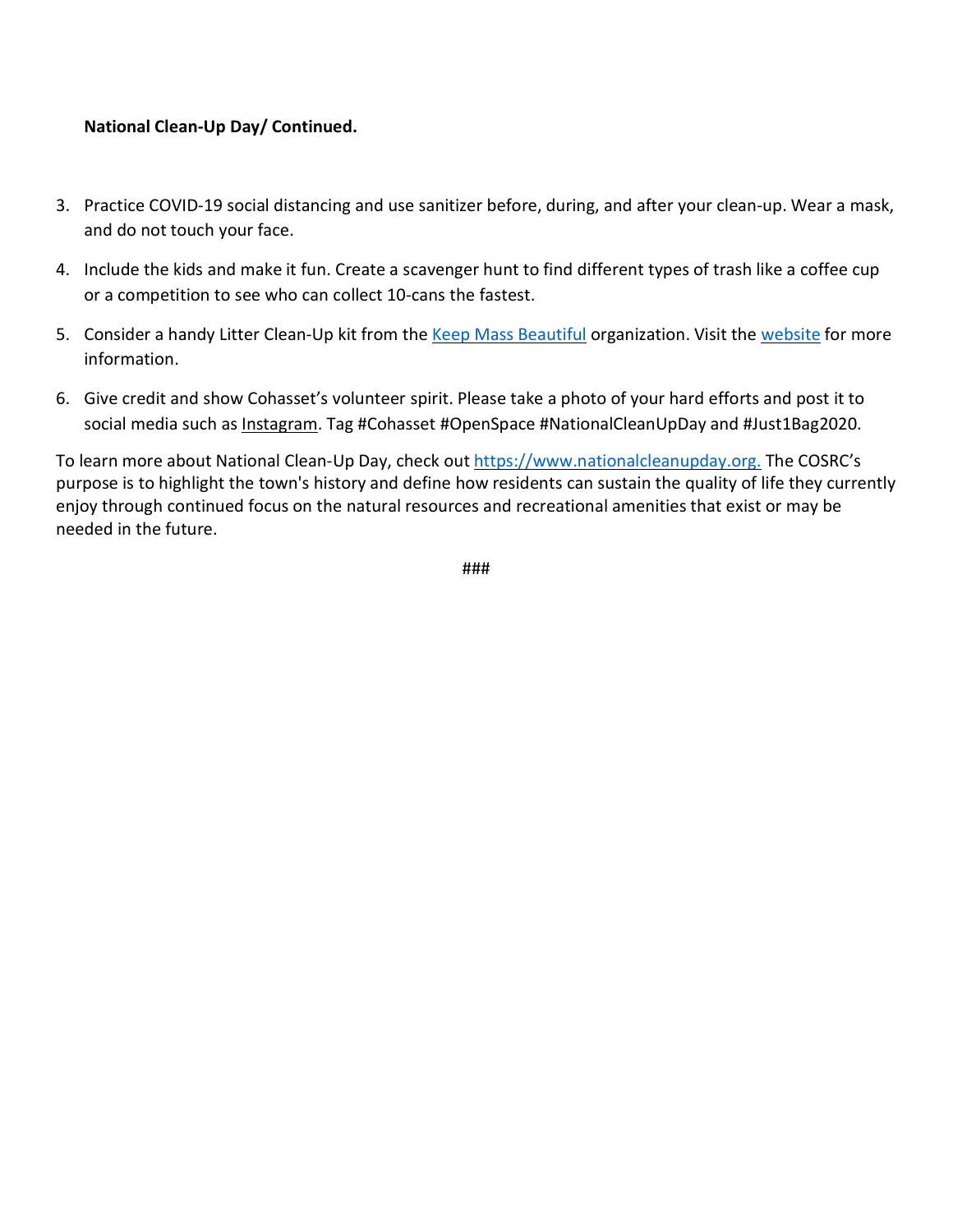**National Clean-Up Day/ Continued.**

3. Practice COVID-19 social distancing and use sanitizer before, during, and after your clean-up. Wear a mask, and do not touch your face.
4. Include the kids and make it fun. Create a scavenger hunt to find different types of trash like a coffee cup or a competition to see who can collect 10-cans the fastest.
5. Consider a handy Litter Clean-Up kit from the Keep Mass Beautiful organization. Visit the website for more information.
6. Give credit and show Cohasset's volunteer spirit. Please take a photo of your hard efforts and post it to social media such as Instagram. Tag #Cohasset #OpenSpace #NationalCleanUpDay and #Just1Bag2020.

To learn more about National Clean-Up Day, check out https://www.nationalcleanupday.org. The COSRC's purpose is to highlight the town's history and define how residents can sustain the quality of life they currently enjoy through continued focus on the natural resources and recreational amenities that exist or may be needed in the future.

###